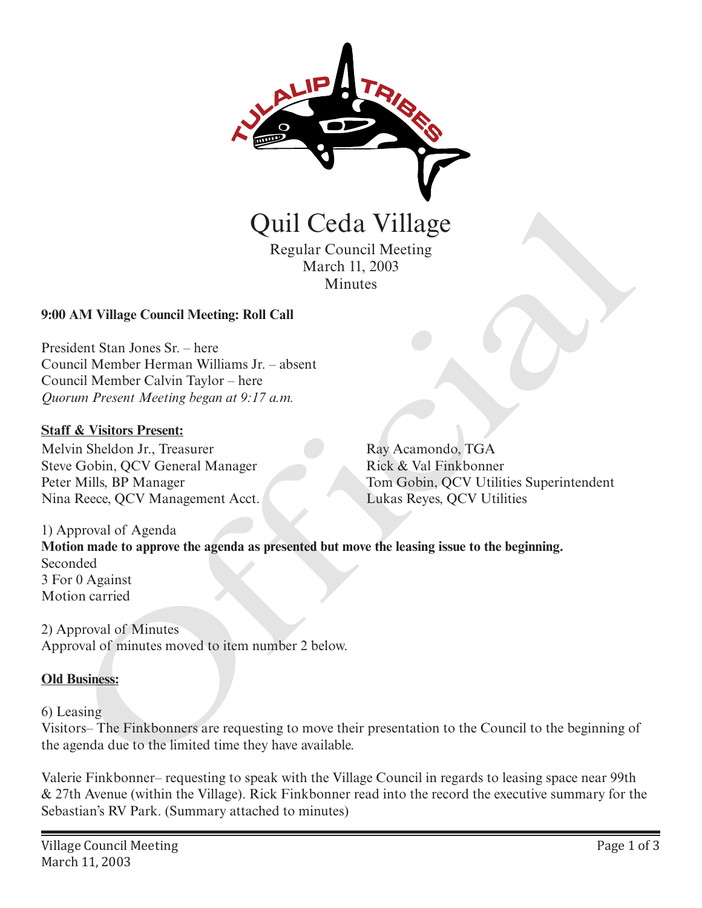# Quil Ceda Village

Regular Council Meeting
March 11, 2003
Minutes

**9:00 AM Village Council Meeting: Roll Call**

President Stan Jones Sr. – here
Council Member Herman Williams Jr. – absent
Council Member Calvin Taylor – here
*Quorum Present Meeting began at 9:17 a.m.*

**Staff & Visitors Present:**

Melvin Sheldon Jr., Treasurer
Steve Gobin, QCV General Manager
Peter Mills, BP Manager
Nina Reece, QCV Management Acct.
Ray Acamondo, TGA
Rick & Val Finkbonner
Tom Gobin, QCV Utilities Superintendent
Lukas Reyes, QCV Utilities

1) Approval of Agenda
**Motion made to approve the agenda as presented but move the leasing issue to the beginning.**
Seconded
3 For 0 Against
Motion carried

2) Approval of Minutes
Approval of minutes moved to item number 2 below.

**Old Business:**

6) Leasing
Visitors– The Finkbonners are requesting to move their presentation to the Council to the beginning of the agenda due to the limited time they have available.

Valerie Finkbonner– requesting to speak with the Village Council in regards to leasing space near 99th & 27th Avenue (within the Village). Rick Finkbonner read into the record the executive summary for the Sebastian's RV Park. (Summary attached to minutes)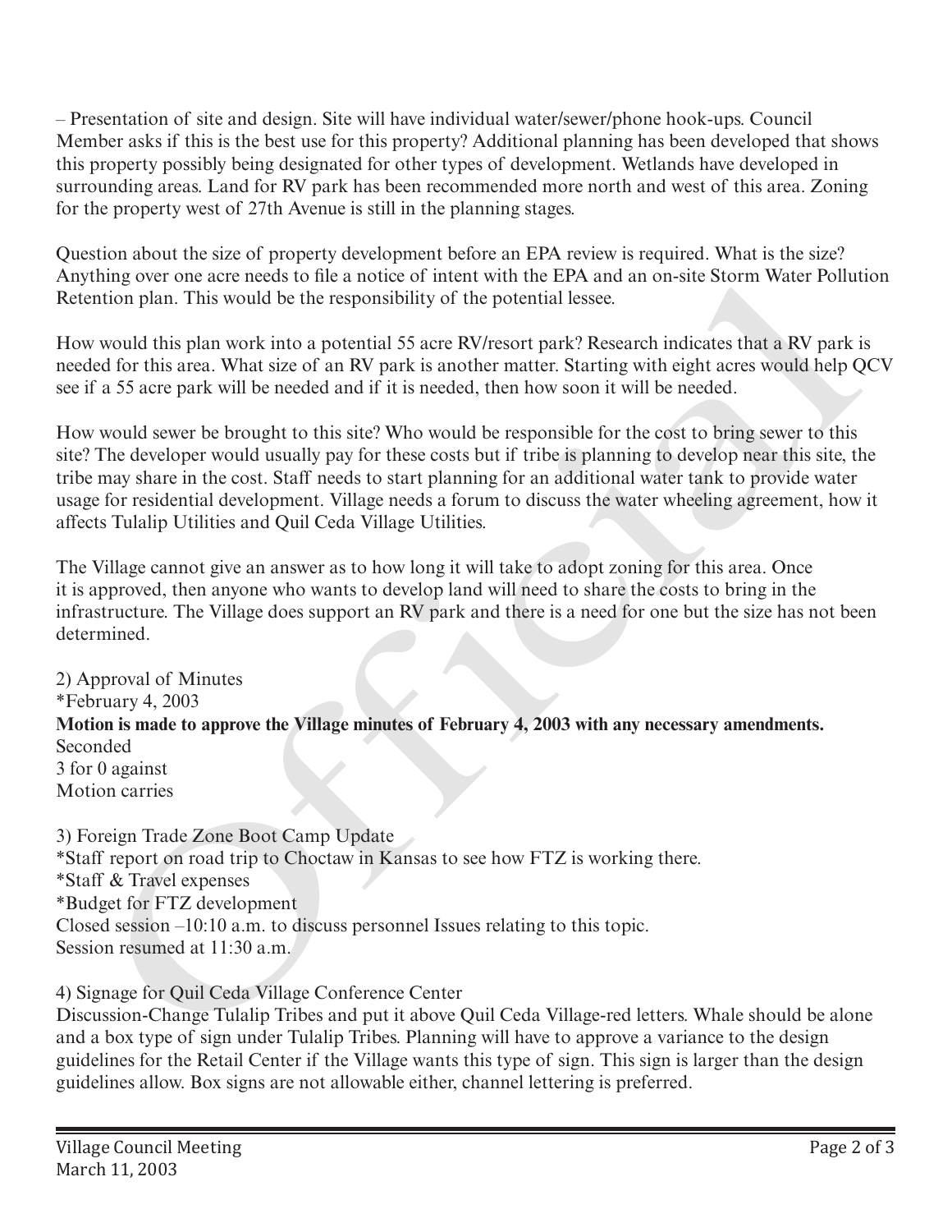– Presentation of site and design. Site will have individual water/sewer/phone hook-ups. Council Member asks if this is the best use for this property? Additional planning has been developed that shows this property possibly being designated for other types of development. Wetlands have developed in surrounding areas. Land for RV park has been recommended more north and west of this area. Zoning for the property west of 27th Avenue is still in the planning stages.

Question about the size of property development before an EPA review is required. What is the size? Anything over one acre needs to file a notice of intent with the EPA and an on-site Storm Water Pollution Retention plan. This would be the responsibility of the potential lessee.

How would this plan work into a potential 55 acre RV/resort park? Research indicates that a RV park is needed for this area. What size of an RV park is another matter. Starting with eight acres would help QCV see if a 55 acre park will be needed and if it is needed, then how soon it will be needed.

How would sewer be brought to this site? Who would be responsible for the cost to bring sewer to this site? The developer would usually pay for these costs but if tribe is planning to develop near this site, the tribe may share in the cost. Staff needs to start planning for an additional water tank to provide water usage for residential development. Village needs a forum to discuss the water wheeling agreement, how it affects Tulalip Utilities and Quil Ceda Village Utilities.

The Village cannot give an answer as to how long it will take to adopt zoning for this area. Once it is approved, then anyone who wants to develop land will need to share the costs to bring in the infrastructure. The Village does support an RV park and there is a need for one but the size has not been determined.

2) Approval of Minutes
*February 4, 2003
**Motion is made to approve the Village minutes of February 4, 2003 with any necessary amendments.**
Seconded
3 for 0 against
Motion carries

3) Foreign Trade Zone Boot Camp Update
*Staff report on road trip to Choctaw in Kansas to see how FTZ is working there.
*Staff & Travel expenses
*Budget for FTZ development
Closed session –10:10 a.m. to discuss personnel Issues relating to this topic.
Session resumed at 11:30 a.m.

4) Signage for Quil Ceda Village Conference Center
Discussion-Change Tulalip Tribes and put it above Quil Ceda Village-red letters. Whale should be alone and a box type of sign under Tulalip Tribes. Planning will have to approve a variance to the design guidelines for the Retail Center if the Village wants this type of sign. This sign is larger than the design guidelines allow. Box signs are not allowable either, channel lettering is preferred.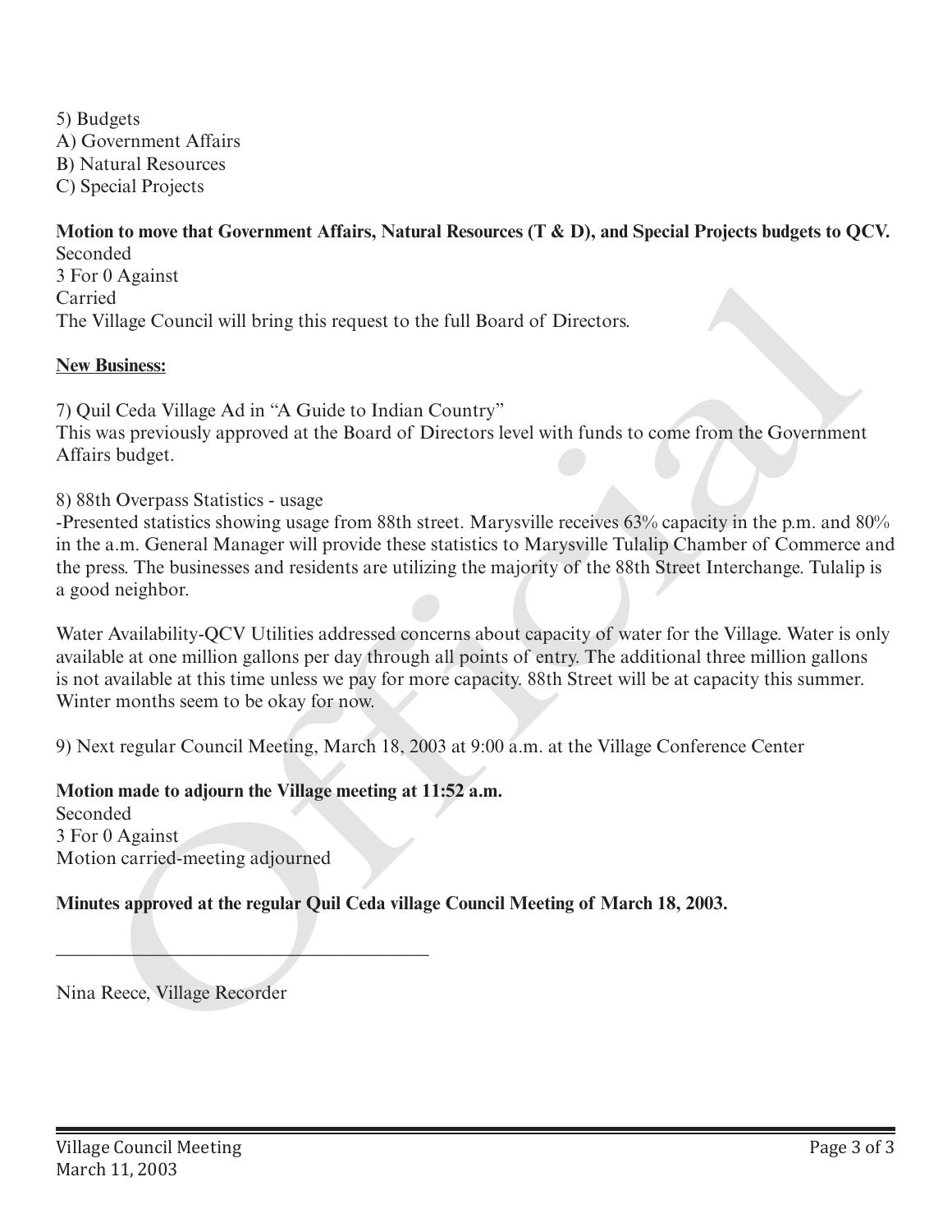5) Budgets
A) Government Affairs
B) Natural Resources
C) Special Projects

**Motion to move that Government Affairs, Natural Resources (T & D), and Special Projects budgets to QCV.**
Seconded
3 For 0 Against
Carried
The Village Council will bring this request to the full Board of Directors.

**New Business:**

7) Quil Ceda Village Ad in "A Guide to Indian Country"
This was previously approved at the Board of Directors level with funds to come from the Government Affairs budget.

8) 88th Overpass Statistics - usage
-Presented statistics showing usage from 88th street. Marysville receives 63% capacity in the p.m. and 80% in the a.m. General Manager will provide these statistics to Marysville Tulalip Chamber of Commerce and the press. The businesses and residents are utilizing the majority of the 88th Street Interchange. Tulalip is a good neighbor.

Water Availability-QCV Utilities addressed concerns about capacity of water for the Village. Water is only available at one million gallons per day through all points of entry. The additional three million gallons is not available at this time unless we pay for more capacity. 88th Street will be at capacity this summer. Winter months seem to be okay for now.

9) Next regular Council Meeting, March 18, 2003 at 9:00 a.m. at the Village Conference Center

**Motion made to adjourn the Village meeting at 11:52 a.m.**
Seconded
3 For 0 Against
Motion carried-meeting adjourned

**Minutes approved at the regular Quil Ceda village Council Meeting of March 18, 2003.**

\_\_\_\_\_\_\_\_\_\_\_\_\_\_\_\_\_\_\_\_\_\_\_\_\_\_\_\_\_\_\_\_\_\_\_\_\_\_\_\_

Nina Reece, Village Recorder